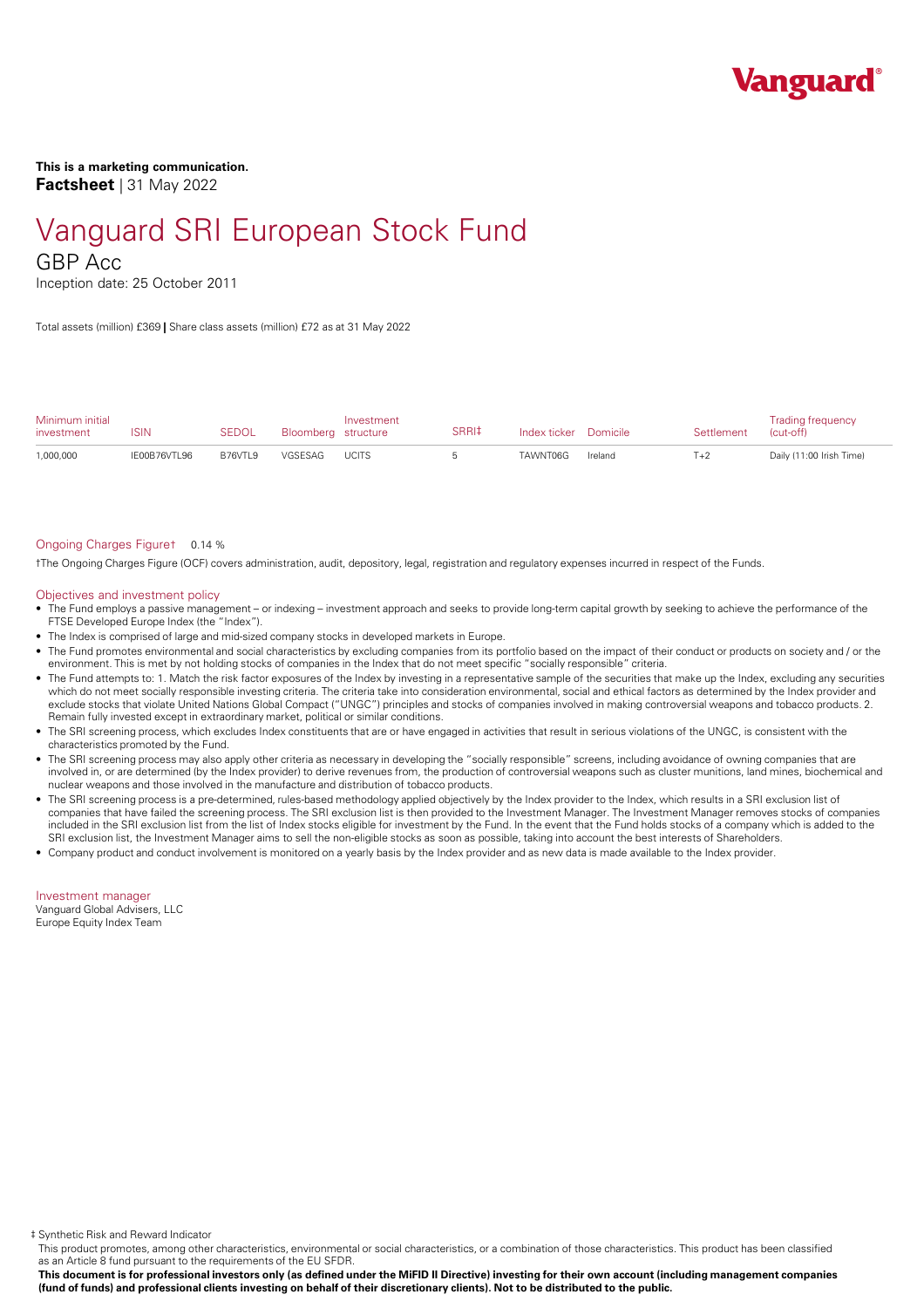**This is a marketing communication.**
**Factsheet** | 31 May 2022

# Vanguard SRI European Stock Fund

## GBP Acc

Inception date: 25 October 2011

Total assets (million) £369 **|** Share class assets (million) £72 as at 31 May 2022

| Minimum initial investment | ISIN | SEDOL | Bloomberg | Investment structure | SRRI‡ | Index ticker | Domicile | Settlement | Trading frequency (cut-off) |
|---|---|---|---|---|---|---|---|---|---|
| 1,000,000 | IE00B76VTL96 | B76VTL9 | VGSESAG | UCITS | 5 | TAWNT06G | Ireland | T+2 | Daily (11:00 Irish Time) |

Ongoing Charges Figure† 0.14 %

†The Ongoing Charges Figure (OCF) covers administration, audit, depository, legal, registration and regulatory expenses incurred in respect of the Funds.

### Objectives and investment policy

- The Fund employs a passive management – or indexing – investment approach and seeks to provide long-term capital growth by seeking to achieve the performance of the FTSE Developed Europe Index (the "Index").
- The Index is comprised of large and mid-sized company stocks in developed markets in Europe.
- The Fund promotes environmental and social characteristics by excluding companies from its portfolio based on the impact of their conduct or products on society and / or the environment. This is met by not holding stocks of companies in the Index that do not meet specific "socially responsible" criteria.
- The Fund attempts to: 1. Match the risk factor exposures of the Index by investing in a representative sample of the securities that make up the Index, excluding any securities which do not meet socially responsible investing criteria. The criteria take into consideration environmental, social and ethical factors as determined by the Index provider and exclude stocks that violate United Nations Global Compact ("UNGC") principles and stocks of companies involved in making controversial weapons and tobacco products. 2. Remain fully invested except in extraordinary market, political or similar conditions.
- The SRI screening process, which excludes Index constituents that are or have engaged in activities that result in serious violations of the UNGC, is consistent with the characteristics promoted by the Fund.
- The SRI screening process may also apply other criteria as necessary in developing the "socially responsible" screens, including avoidance of owning companies that are involved in, or are determined (by the Index provider) to derive revenues from, the production of controversial weapons such as cluster munitions, land mines, biochemical and nuclear weapons and those involved in the manufacture and distribution of tobacco products.
- The SRI screening process is a pre-determined, rules-based methodology applied objectively by the Index provider to the Index, which results in a SRI exclusion list of companies that have failed the screening process. The SRI exclusion list is then provided to the Investment Manager. The Investment Manager removes stocks of companies included in the SRI exclusion list from the list of Index stocks eligible for investment by the Fund. In the event that the Fund holds stocks of a company which is added to the SRI exclusion list, the Investment Manager aims to sell the non-eligible stocks as soon as possible, taking into account the best interests of Shareholders.
- Company product and conduct involvement is monitored on a yearly basis by the Index provider and as new data is made available to the Index provider.

### Investment manager

Vanguard Global Advisers, LLC
Europe Equity Index Team

‡ Synthetic Risk and Reward Indicator

This product promotes, among other characteristics, environmental or social characteristics, or a combination of those characteristics. This product has been classified as an Article 8 fund pursuant to the requirements of the EU SFDR.

**This document is for professional investors only (as defined under the MiFID II Directive) investing for their own account (including management companies (fund of funds) and professional clients investing on behalf of their discretionary clients). Not to be distributed to the public.**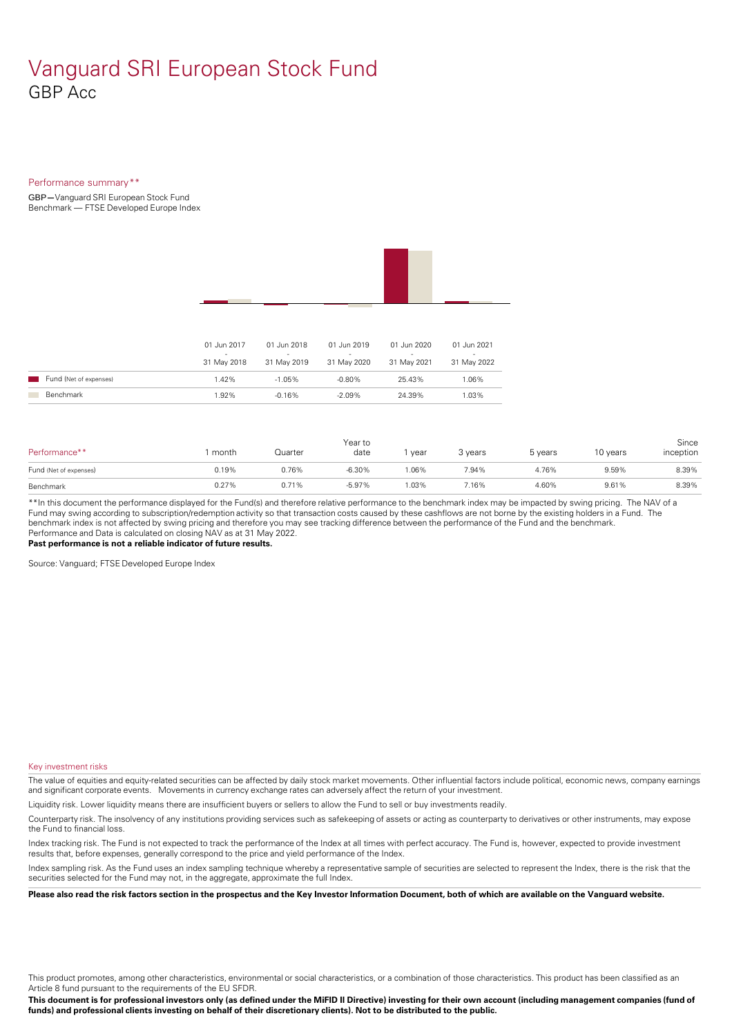# Vanguard SRI European Stock Fund

GBP Acc

Performance summary**

GBP—Vanguard SRI European Stock Fund
Benchmark — FTSE Developed Europe Index

| | 01 Jun 2017 - 31 May 2018 | 01 Jun 2018 - 31 May 2019 | 01 Jun 2019 - 31 May 2020 | 01 Jun 2020 - 31 May 2021 | 01 Jun 2021 - 31 May 2022 |
|---|---|---|---|---|---|
| Fund (Net of expenses) | 1.42% | -1.05% | -0.80% | 25.43% | 1.06% |
| Benchmark | 1.92% | -0.16% | -2.09% | 24.39% | 1.03% |

| Performance** | 1 month | Quarter | Year to date | 1 year | 3 years | 5 years | 10 years | Since inception |
|---|---|---|---|---|---|---|---|---|
| Fund (Net of expenses) | 0.19% | 0.76% | -6.30% | 1.06% | 7.94% | 4.76% | 9.59% | 8.39% |
| Benchmark | 0.27% | 0.71% | -5.97% | 1.03% | 7.16% | 4.60% | 9.61% | 8.39% |

**In this document the performance displayed for the Fund(s) and therefore relative performance to the benchmark index may be impacted by swing pricing. The NAV of a Fund may swing according to subscription/redemption activity so that transaction costs caused by these cashflows are not borne by the existing holders in a Fund. The benchmark index is not affected by swing pricing and therefore you may see tracking difference between the performance of the Fund and the benchmark.
Performance and Data is calculated on closing NAV as at 31 May 2022.
**Past performance is not a reliable indicator of future results.**

Source: Vanguard; FTSE Developed Europe Index

Key investment risks

The value of equities and equity-related securities can be affected by daily stock market movements. Other influential factors include political, economic news, company earnings and significant corporate events. Movements in currency exchange rates can adversely affect the return of your investment.

Liquidity risk. Lower liquidity means there are insufficient buyers or sellers to allow the Fund to sell or buy investments readily.

Counterparty risk. The insolvency of any institutions providing services such as safekeeping of assets or acting as counterparty to derivatives or other instruments, may expose the Fund to financial loss.

Index tracking risk. The Fund is not expected to track the performance of the Index at all times with perfect accuracy. The Fund is, however, expected to provide investment results that, before expenses, generally correspond to the price and yield performance of the Index.

Index sampling risk. As the Fund uses an index sampling technique whereby a representative sample of securities are selected to represent the Index, there is the risk that the securities selected for the Fund may not, in the aggregate, approximate the full Index.

**Please also read the risk factors section in the prospectus and the Key Investor Information Document, both of which are available on the Vanguard website.**

This product promotes, among other characteristics, environmental or social characteristics, or a combination of those characteristics. This product has been classified as an Article 8 fund pursuant to the requirements of the EU SFDR.

**This document is for professional investors only (as defined under the MiFID II Directive) investing for their own account (including management companies (fund of funds) and professional clients investing on behalf of their discretionary clients). Not to be distributed to the public.**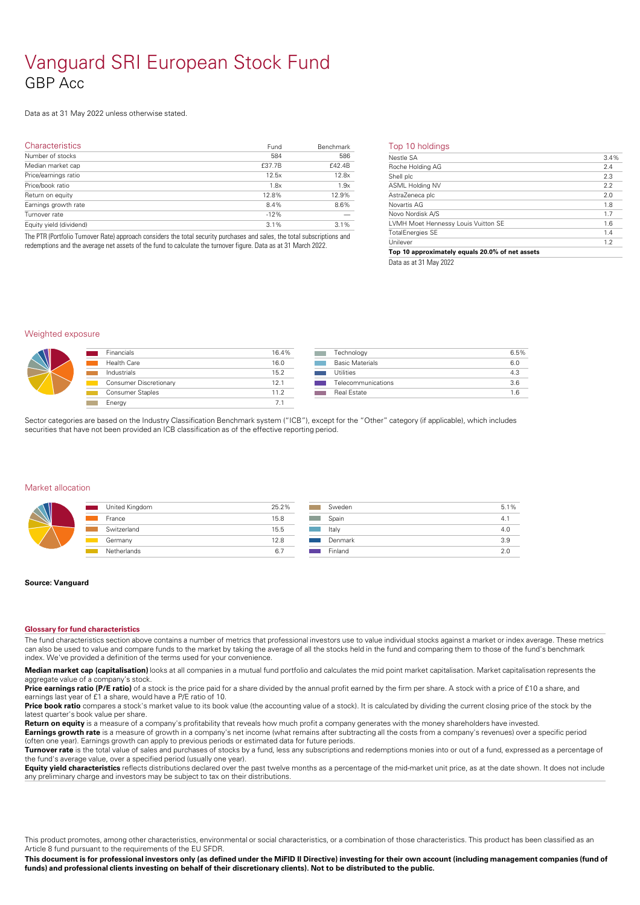# Vanguard SRI European Stock Fund

## GBP Acc

Data as at 31 May 2022 unless otherwise stated.

### Characteristics

| Characteristics | Fund | Benchmark |
|---|---|---|
| Number of stocks | 584 | 586 |
| Median market cap | £37.7B | £42.4B |
| Price/earnings ratio | 12.5x | 12.8x |
| Price/book ratio | 1.8x | 1.9x |
| Return on equity | 12.8% | 12.9% |
| Earnings growth rate | 8.4% | 8.6% |
| Turnover rate | -12% | — |
| Equity yield (dividend) | 3.1% | 3.1% |

The PTR (Portfolio Turnover Rate) approach considers the total security purchases and sales, the total subscriptions and redemptions and the average net assets of the fund to calculate the turnover figure. Data as at 31 March 2022.

### Top 10 holdings

| Top 10 holdings | |
|---|---|
| Nestle SA | 3.4% |
| Roche Holding AG | 2.4 |
| Shell plc | 2.3 |
| ASML Holding NV | 2.2 |
| AstraZeneca plc | 2.0 |
| Novartis AG | 1.8 |
| Novo Nordisk A/S | 1.7 |
| LVMH Moet Hennessy Louis Vuitton SE | 1.6 |
| TotalEnergies SE | 1.4 |
| Unilever | 1.2 |
| **Top 10 approximately equals 20.0% of net assets** | |

Data as at 31 May 2022

### Weighted exposure

| Sector | % |
|---|---|
| Financials | 16.4% |
| Health Care | 16.0 |
| Industrials | 15.2 |
| Consumer Discretionary | 12.1 |
| Consumer Staples | 11.2 |
| Energy | 7.1 |
| Technology | 6.5% |
| Basic Materials | 6.0 |
| Utilities | 4.3 |
| Telecommunications | 3.6 |
| Real Estate | 1.6 |

Sector categories are based on the Industry Classification Benchmark system ("ICB"), except for the "Other" category (if applicable), which includes securities that have not been provided an ICB classification as of the effective reporting period.

### Market allocation

| Market | % |
|---|---|
| United Kingdom | 25.2% |
| France | 15.8 |
| Switzerland | 15.5 |
| Germany | 12.8 |
| Netherlands | 6.7 |
| Sweden | 5.1% |
| Spain | 4.1 |
| Italy | 4.0 |
| Denmark | 3.9 |
| Finland | 2.0 |

**Source: Vanguard**

### Glossary for fund characteristics

The fund characteristics section above contains a number of metrics that professional investors use to value individual stocks against a market or index average. These metrics can also be used to value and compare funds to the market by taking the average of all the stocks held in the fund and comparing them to those of the fund's benchmark index. We've provided a definition of the terms used for your convenience.

**Median market cap (capitalisation)** looks at all companies in a mutual fund portfolio and calculates the mid point market capitalisation. Market capitalisation represents the aggregate value of a company's stock.

**Price earnings ratio (P/E ratio)** of a stock is the price paid for a share divided by the annual profit earned by the firm per share. A stock with a price of £10 a share, and earnings last year of £1 a share, would have a P/E ratio of 10.

**Price book ratio** compares a stock's market value to its book value (the accounting value of a stock). It is calculated by dividing the current closing price of the stock by the latest quarter's book value per share.

**Return on equity** is a measure of a company's profitability that reveals how much profit a company generates with the money shareholders have invested.

**Earnings growth rate** is a measure of growth in a company's net income (what remains after subtracting all the costs from a company's revenues) over a specific period (often one year). Earnings growth can apply to previous periods or estimated data for future periods.

**Turnover rate** is the total value of sales and purchases of stocks by a fund, less any subscriptions and redemptions monies into or out of a fund, expressed as a percentage of the fund's average value, over a specified period (usually one year).

**Equity yield characteristics** reflects distributions declared over the past twelve months as a percentage of the mid-market unit price, as at the date shown. It does not include any preliminary charge and investors may be subject to tax on their distributions.

This product promotes, among other characteristics, environmental or social characteristics, or a combination of those characteristics. This product has been classified as an Article 8 fund pursuant to the requirements of the EU SFDR.

**This document is for professional investors only (as defined under the MiFID II Directive) investing for their own account (including management companies (fund of funds) and professional clients investing on behalf of their discretionary clients). Not to be distributed to the public.**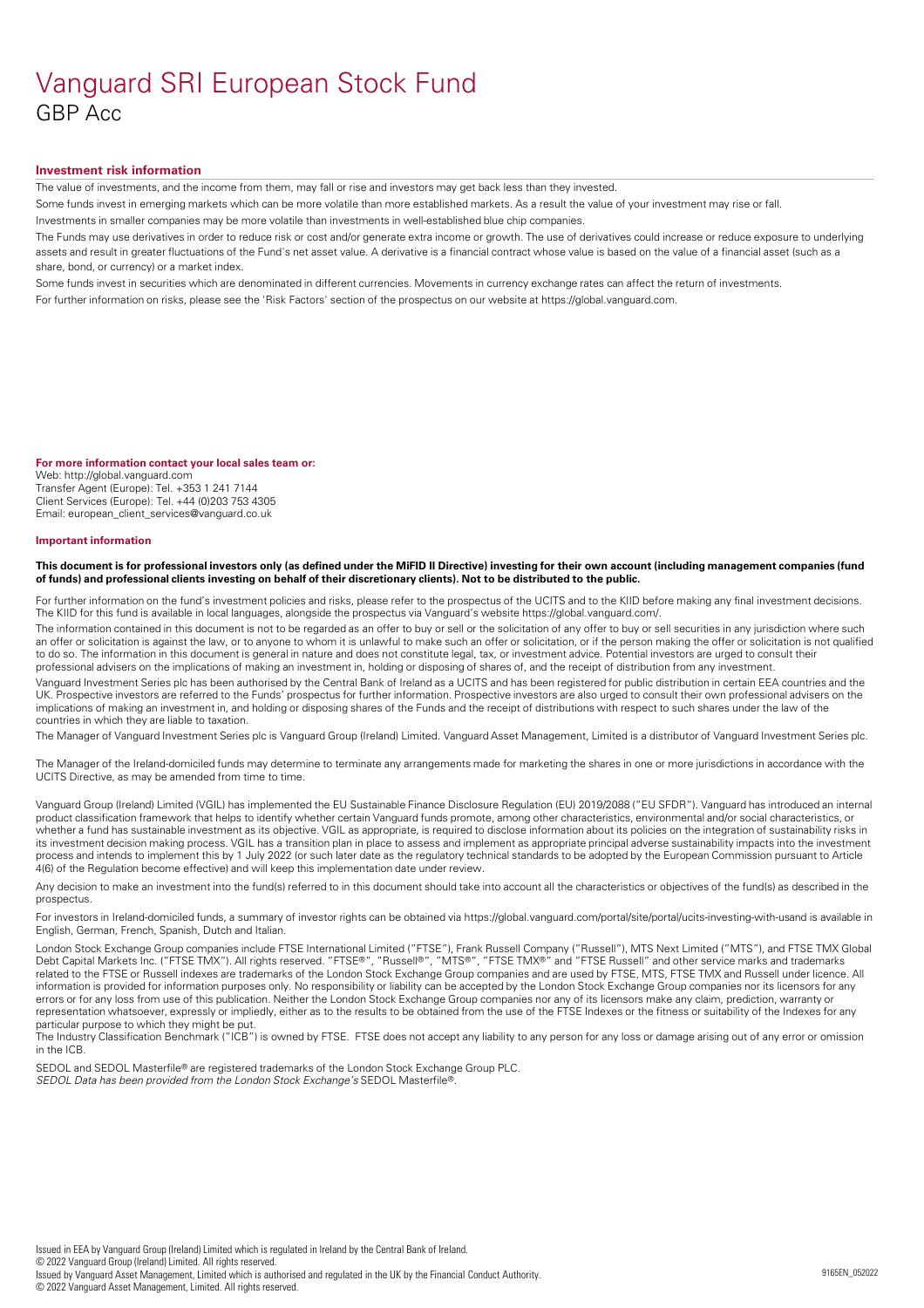# Vanguard SRI European Stock Fund

GBP Acc

## Investment risk information

The value of investments, and the income from them, may fall or rise and investors may get back less than they invested.

Some funds invest in emerging markets which can be more volatile than more established markets. As a result the value of your investment may rise or fall.

Investments in smaller companies may be more volatile than investments in well-established blue chip companies.

The Funds may use derivatives in order to reduce risk or cost and/or generate extra income or growth. The use of derivatives could increase or reduce exposure to underlying assets and result in greater fluctuations of the Fund's net asset value. A derivative is a financial contract whose value is based on the value of a financial asset (such as a share, bond, or currency) or a market index.

Some funds invest in securities which are denominated in different currencies. Movements in currency exchange rates can affect the return of investments.

For further information on risks, please see the 'Risk Factors' section of the prospectus on our website at https://global.vanguard.com.

**For more information contact your local sales team or:**

Web: http://global.vanguard.com
Transfer Agent (Europe): Tel. +353 1 241 7144
Client Services (Europe): Tel. +44 (0)203 753 4305
Email: european_client_services@vanguard.co.uk

**Important information**

**This document is for professional investors only (as defined under the MiFID II Directive) investing for their own account (including management companies (fund of funds) and professional clients investing on behalf of their discretionary clients). Not to be distributed to the public.**

For further information on the fund's investment policies and risks, please refer to the prospectus of the UCITS and to the KIID before making any final investment decisions. The KIID for this fund is available in local languages, alongside the prospectus via Vanguard's website https://global.vanguard.com/.

The information contained in this document is not to be regarded as an offer to buy or sell or the solicitation of any offer to buy or sell securities in any jurisdiction where such an offer or solicitation is against the law, or to anyone to whom it is unlawful to make such an offer or solicitation, or if the person making the offer or solicitation is not qualified to do so. The information in this document is general in nature and does not constitute legal, tax, or investment advice. Potential investors are urged to consult their professional advisers on the implications of making an investment in, holding or disposing of shares of, and the receipt of distribution from any investment.

Vanguard Investment Series plc has been authorised by the Central Bank of Ireland as a UCITS and has been registered for public distribution in certain EEA countries and the UK. Prospective investors are referred to the Funds' prospectus for further information. Prospective investors are also urged to consult their own professional advisers on the implications of making an investment in, and holding or disposing shares of the Funds and the receipt of distributions with respect to such shares under the law of the countries in which they are liable to taxation.

The Manager of Vanguard Investment Series plc is Vanguard Group (Ireland) Limited. Vanguard Asset Management, Limited is a distributor of Vanguard Investment Series plc.

The Manager of the Ireland-domiciled funds may determine to terminate any arrangements made for marketing the shares in one or more jurisdictions in accordance with the UCITS Directive, as may be amended from time to time.

Vanguard Group (Ireland) Limited (VGIL) has implemented the EU Sustainable Finance Disclosure Regulation (EU) 2019/2088 ("EU SFDR"). Vanguard has introduced an internal product classification framework that helps to identify whether certain Vanguard funds promote, among other characteristics, environmental and/or social characteristics, or whether a fund has sustainable investment as its objective. VGIL as appropriate, is required to disclose information about its policies on the integration of sustainability risks in its investment decision making process. VGIL has a transition plan in place to assess and implement as appropriate principal adverse sustainability impacts into the investment process and intends to implement this by 1 July 2022 (or such later date as the regulatory technical standards to be adopted by the European Commission pursuant to Article 4(6) of the Regulation become effective) and will keep this implementation date under review.

Any decision to make an investment into the fund(s) referred to in this document should take into account all the characteristics or objectives of the fund(s) as described in the prospectus.

For investors in Ireland-domiciled funds, a summary of investor rights can be obtained via https://global.vanguard.com/portal/site/portal/ucits-investing-with-usand is available in English, German, French, Spanish, Dutch and Italian.

London Stock Exchange Group companies include FTSE International Limited ("FTSE"), Frank Russell Company ("Russell"), MTS Next Limited ("MTS"), and FTSE TMX Global Debt Capital Markets Inc. ("FTSE TMX"). All rights reserved. "FTSE®", "Russell®", "MTS®", "FTSE TMX®" and "FTSE Russell" and other service marks and trademarks related to the FTSE or Russell indexes are trademarks of the London Stock Exchange Group companies and are used by FTSE, MTS, FTSE TMX and Russell under licence. All information is provided for information purposes only. No responsibility or liability can be accepted by the London Stock Exchange Group companies nor its licensors for any errors or for any loss from use of this publication. Neither the London Stock Exchange Group companies nor any of its licensors make any claim, prediction, warranty or representation whatsoever, expressly or impliedly, either as to the results to be obtained from the use of the FTSE Indexes or the fitness or suitability of the Indexes for any particular purpose to which they might be put.
The Industry Classification Benchmark ("ICB") is owned by FTSE. FTSE does not accept any liability to any person for any loss or damage arising out of any error or omission in the ICB.

SEDOL and SEDOL Masterfile® are registered trademarks of the London Stock Exchange Group PLC.
*SEDOL Data has been provided from the London Stock Exchange's* SEDOL Masterfile®.

Issued in EEA by Vanguard Group (Ireland) Limited which is regulated in Ireland by the Central Bank of Ireland.
© 2022 Vanguard Group (Ireland) Limited. All rights reserved.
Issued by Vanguard Asset Management, Limited which is authorised and regulated in the UK by the Financial Conduct Authority.
© 2022 Vanguard Asset Management, Limited. All rights reserved.

9165EN_052022